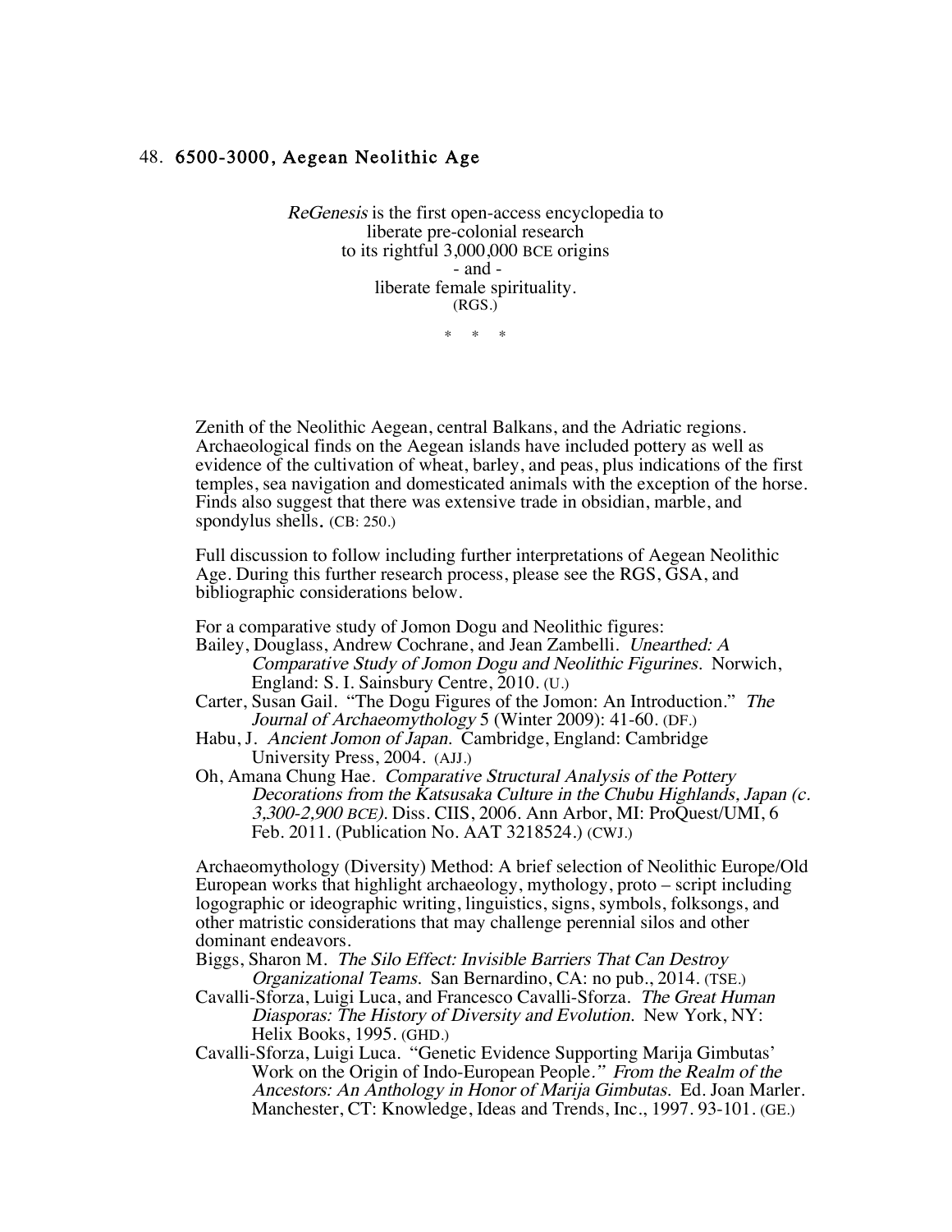## 48. 6500-3000, Aegean Neolithic Age

*ReGenesis* is the first open-access encyclopedia to
liberate pre-colonial research
to its rightful 3,000,000 BCE origins
\- and -
liberate female spirituality.
(RGS.)

\* \* \*

Zenith of the Neolithic Aegean, central Balkans, and the Adriatic regions. Archaeological finds on the Aegean islands have included pottery as well as evidence of the cultivation of wheat, barley, and peas, plus indications of the first temples, sea navigation and domesticated animals with the exception of the horse. Finds also suggest that there was extensive trade in obsidian, marble, and spondylus shells. (CB: 250.)

Full discussion to follow including further interpretations of Aegean Neolithic Age. During this further research process, please see the RGS, GSA, and bibliographic considerations below.

For a comparative study of Jomon Dogu and Neolithic figures:

Bailey, Douglass, Andrew Cochrane, and Jean Zambelli. *Unearthed: A Comparative Study of Jomon Dogu and Neolithic Figurines.* Norwich, England: S. I. Sainsbury Centre, 2010. (U.)

Carter, Susan Gail. "The Dogu Figures of the Jomon: An Introduction." *The Journal of Archaeomythology* 5 (Winter 2009): 41-60. (DF.)

Habu, J. *Ancient Jomon of Japan.* Cambridge, England: Cambridge University Press, 2004. (AJJ.)

Oh, Amana Chung Hae. *Comparative Structural Analysis of the Pottery Decorations from the Katsusaka Culture in the Chubu Highlands, Japan (c. 3,300-2,900 BCE).* Diss. CIIS, 2006. Ann Arbor, MI: ProQuest/UMI, 6 Feb. 2011. (Publication No. AAT 3218524.) (CWJ.)

Archaeomythology (Diversity) Method: A brief selection of Neolithic Europe/Old European works that highlight archaeology, mythology, proto – script including logographic or ideographic writing, linguistics, signs, symbols, folksongs, and other matristic considerations that may challenge perennial silos and other dominant endeavors.

Biggs, Sharon M. *The Silo Effect: Invisible Barriers That Can Destroy Organizational Teams.* San Bernardino, CA: no pub., 2014. (TSE.)

Cavalli-Sforza, Luigi Luca, and Francesco Cavalli-Sforza. *The Great Human Diasporas: The History of Diversity and Evolution.* New York, NY: Helix Books, 1995. (GHD.)

Cavalli-Sforza, Luigi Luca. "Genetic Evidence Supporting Marija Gimbutas' Work on the Origin of Indo-European People." *From the Realm of the Ancestors: An Anthology in Honor of Marija Gimbutas.* Ed. Joan Marler. Manchester, CT: Knowledge, Ideas and Trends, Inc., 1997. 93-101. (GE.)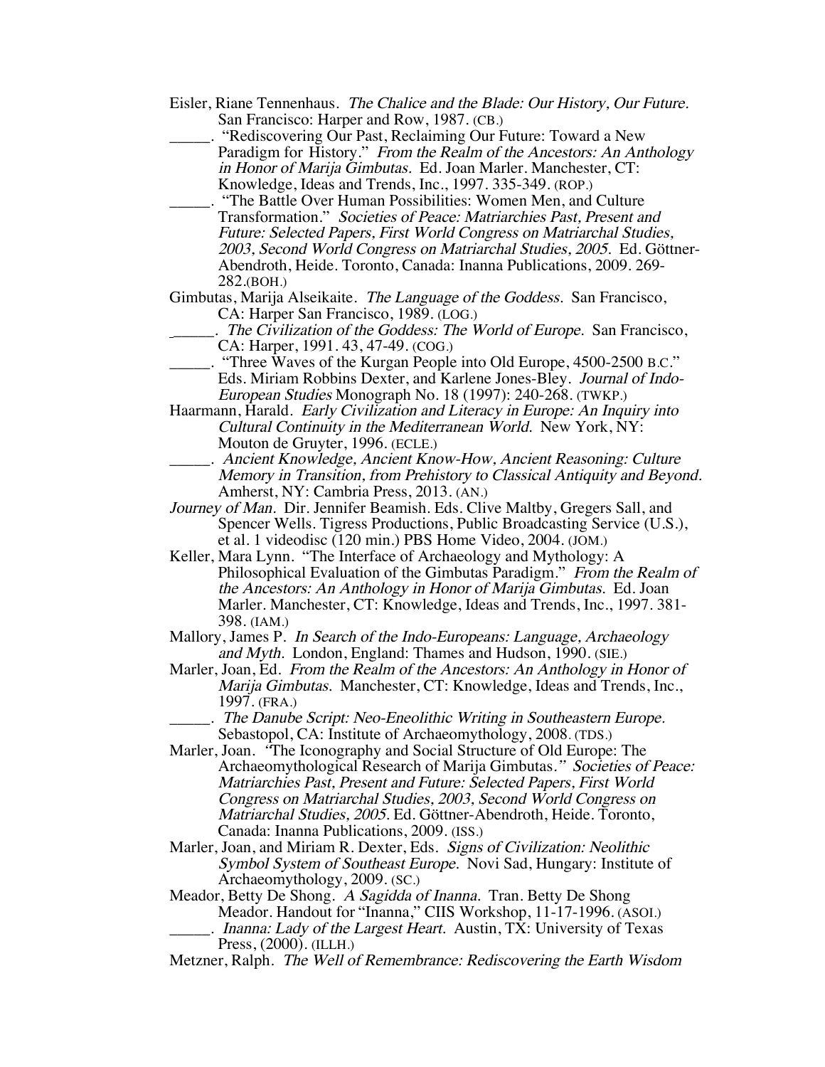Eisler, Riane Tennenhaus. *The Chalice and the Blade: Our History, Our Future.* San Francisco: Harper and Row, 1987. (CB.)

_____. "Rediscovering Our Past, Reclaiming Our Future: Toward a New Paradigm for History." *From the Realm of the Ancestors: An Anthology in Honor of Marija Gimbutas.* Ed. Joan Marler. Manchester, CT: Knowledge, Ideas and Trends, Inc., 1997. 335-349. (ROP.)

_____. "The Battle Over Human Possibilities: Women Men, and Culture Transformation." *Societies of Peace: Matriarchies Past, Present and Future: Selected Papers, First World Congress on Matriarchal Studies, 2003, Second World Congress on Matriarchal Studies, 2005.* Ed. Göttner-Abendroth, Heide. Toronto, Canada: Inanna Publications, 2009. 269-282.(BOH.)

Gimbutas, Marija Alseikaite. *The Language of the Goddess.* San Francisco, CA: Harper San Francisco, 1989. (LOG.)

_____. *The Civilization of the Goddess: The World of Europe.* San Francisco, CA: Harper, 1991. 43, 47-49. (COG.)

_____. "Three Waves of the Kurgan People into Old Europe, 4500-2500 B.C." Eds. Miriam Robbins Dexter, and Karlene Jones-Bley. *Journal of Indo-European Studies* Monograph No. 18 (1997): 240-268. (TWKP.)

Haarmann, Harald. *Early Civilization and Literacy in Europe: An Inquiry into Cultural Continuity in the Mediterranean World.* New York, NY: Mouton de Gruyter, 1996. (ECLE.)

_____. *Ancient Knowledge, Ancient Know-How, Ancient Reasoning: Culture Memory in Transition, from Prehistory to Classical Antiquity and Beyond.* Amherst, NY: Cambria Press, 2013. (AN.)

*Journey of Man.* Dir. Jennifer Beamish. Eds. Clive Maltby, Gregers Sall, and Spencer Wells. Tigress Productions, Public Broadcasting Service (U.S.), et al. 1 videodisc (120 min.) PBS Home Video, 2004. (JOM.)

Keller, Mara Lynn. "The Interface of Archaeology and Mythology: A Philosophical Evaluation of the Gimbutas Paradigm." *From the Realm of the Ancestors: An Anthology in Honor of Marija Gimbutas.* Ed. Joan Marler. Manchester, CT: Knowledge, Ideas and Trends, Inc., 1997. 381-398. (IAM.)

Mallory, James P. *In Search of the Indo-Europeans: Language, Archaeology and Myth.* London, England: Thames and Hudson, 1990. (SIE.)

Marler, Joan, Ed. *From the Realm of the Ancestors: An Anthology in Honor of Marija Gimbutas.* Manchester, CT: Knowledge, Ideas and Trends, Inc., 1997. (FRA.)

_____. *The Danube Script: Neo-Eneolithic Writing in Southeastern Europe.* Sebastopol, CA: Institute of Archaeomythology, 2008. (TDS.)

Marler, Joan. "The Iconography and Social Structure of Old Europe: The Archaeomythological Research of Marija Gimbutas." *Societies of Peace: Matriarchies Past, Present and Future: Selected Papers, First World Congress on Matriarchal Studies, 2003, Second World Congress on Matriarchal Studies, 2005.* Ed. Göttner-Abendroth, Heide. Toronto, Canada: Inanna Publications, 2009. (ISS.)

Marler, Joan, and Miriam R. Dexter, Eds. *Signs of Civilization: Neolithic Symbol System of Southeast Europe.* Novi Sad, Hungary: Institute of Archaeomythology, 2009. (SC.)

Meador, Betty De Shong. *A Sagidda of Inanna.* Tran. Betty De Shong Meador. Handout for "Inanna," CIIS Workshop, 11-17-1996. (ASOI.)

_____. *Inanna: Lady of the Largest Heart.* Austin, TX: University of Texas Press, (2000). (ILLH.)

Metzner, Ralph. *The Well of Remembrance: Rediscovering the Earth Wisdom*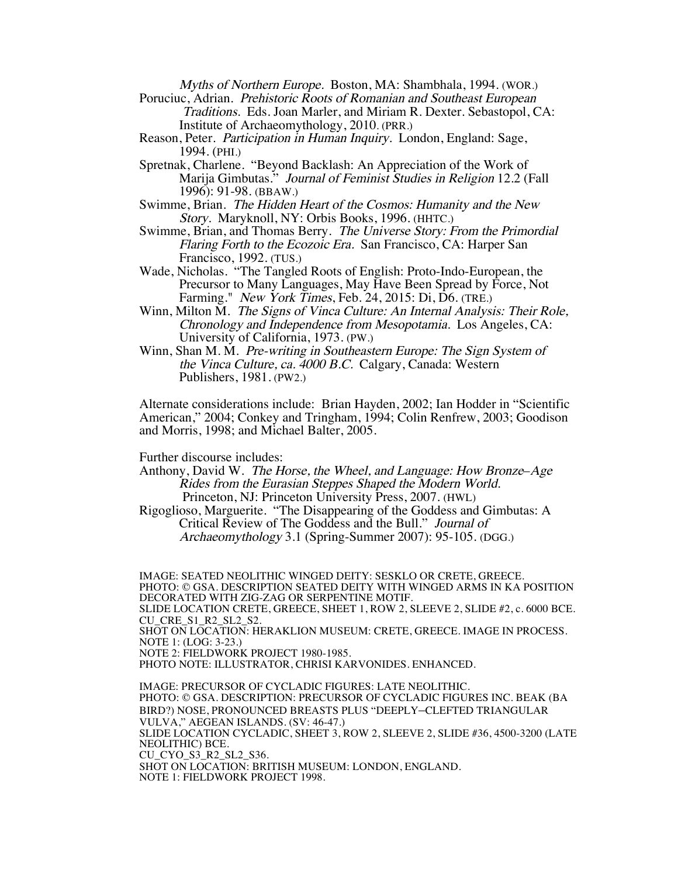*Myths of Northern Europe.* Boston, MA: Shambhala, 1994. (WOR.)

Poruciuc, Adrian. *Prehistoric Roots of Romanian and Southeast European Traditions.* Eds. Joan Marler, and Miriam R. Dexter. Sebastopol, CA: Institute of Archaeomythology, 2010. (PRR.)

Reason, Peter. *Participation in Human Inquiry.* London, England: Sage, 1994. (PHI.)

Spretnak, Charlene. "Beyond Backlash: An Appreciation of the Work of Marija Gimbutas." *Journal of Feminist Studies in Religion* 12.2 (Fall 1996): 91-98. (BBAW.)

Swimme, Brian. *The Hidden Heart of the Cosmos: Humanity and the New Story.* Maryknoll, NY: Orbis Books, 1996. (HHTC.)

Swimme, Brian, and Thomas Berry. *The Universe Story: From the Primordial Flaring Forth to the Ecozoic Era.* San Francisco, CA: Harper San Francisco, 1992. (TUS.)

Wade, Nicholas. "The Tangled Roots of English: Proto-Indo-European, the Precursor to Many Languages, May Have Been Spread by Force, Not Farming." *New York Times*, Feb. 24, 2015: Di, D6. (TRE.)

Winn, Milton M. *The Signs of Vinca Culture: An Internal Analysis: Their Role, Chronology and Independence from Mesopotamia.* Los Angeles, CA: University of California, 1973. (PW.)

Winn, Shan M. M. *Pre-writing in Southeastern Europe: The Sign System of the Vinca Culture, ca. 4000 B.C.* Calgary, Canada: Western Publishers, 1981. (PW2.)

Alternate considerations include: Brian Hayden, 2002; Ian Hodder in "Scientific American," 2004; Conkey and Tringham, 1994; Colin Renfrew, 2003; Goodison and Morris, 1998; and Michael Balter, 2005.

Further discourse includes:

Anthony, David W. *The Horse, the Wheel, and Language: How Bronze–Age Rides from the Eurasian Steppes Shaped the Modern World.* Princeton, NJ: Princeton University Press, 2007. (HWL)

Rigoglioso, Marguerite. "The Disappearing of the Goddess and Gimbutas: A Critical Review of The Goddess and the Bull." *Journal of Archaeomythology* 3.1 (Spring-Summer 2007): 95-105. (DGG.)

IMAGE: SEATED NEOLITHIC WINGED DEITY: SESKLO OR CRETE, GREECE.
PHOTO: © GSA. DESCRIPTION SEATED DEITY WITH WINGED ARMS IN KA POSITION DECORATED WITH ZIG-ZAG OR SERPENTINE MOTIF.
SLIDE LOCATION CRETE, GREECE, SHEET 1, ROW 2, SLEEVE 2, SLIDE #2, c. 6000 BCE.
CU_CRE_S1_R2_SL2_S2.
SHOT ON LOCATION: HERAKLION MUSEUM: CRETE, GREECE. IMAGE IN PROCESS.
NOTE 1: (LOG: 3-23.)
NOTE 2: FIELDWORK PROJECT 1980-1985.
PHOTO NOTE: ILLUSTRATOR, CHRISI KARVONIDES. ENHANCED.

IMAGE: PRECURSOR OF CYCLADIC FIGURES: LATE NEOLITHIC.
PHOTO: © GSA. DESCRIPTION: PRECURSOR OF CYCLADIC FIGURES INC. BEAK (BA BIRD?) NOSE, PRONOUNCED BREASTS PLUS "DEEPLY–CLEFTED TRIANGULAR VULVA," AEGEAN ISLANDS. (SV: 46-47.)
SLIDE LOCATION CYCLADIC, SHEET 3, ROW 2, SLEEVE 2, SLIDE #36, 4500-3200 (LATE NEOLITHIC) BCE.
CU_CYO_S3_R2_SL2_S36.
SHOT ON LOCATION: BRITISH MUSEUM: LONDON, ENGLAND.
NOTE 1: FIELDWORK PROJECT 1998.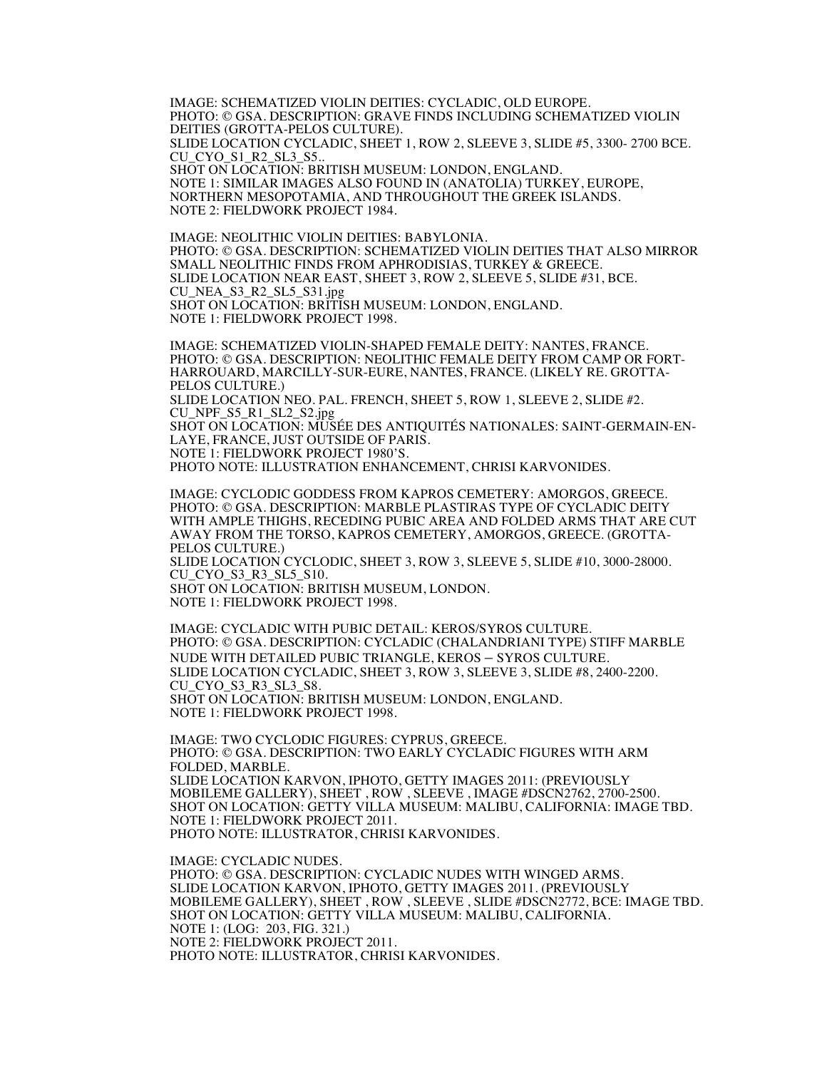IMAGE: SCHEMATIZED VIOLIN DEITIES: CYCLADIC, OLD EUROPE.
PHOTO: © GSA. DESCRIPTION: GRAVE FINDS INCLUDING SCHEMATIZED VIOLIN DEITIES (GROTTA-PELOS CULTURE).
SLIDE LOCATION CYCLADIC, SHEET 1, ROW 2, SLEEVE 3, SLIDE #5, 3300- 2700 BCE.
CU_CYO_S1_R2_SL3_S5..
SHOT ON LOCATION: BRITISH MUSEUM: LONDON, ENGLAND.
NOTE 1: SIMILAR IMAGES ALSO FOUND IN (ANATOLIA) TURKEY, EUROPE, NORTHERN MESOPOTAMIA, AND THROUGHOUT THE GREEK ISLANDS.
NOTE 2: FIELDWORK PROJECT 1984.

IMAGE: NEOLITHIC VIOLIN DEITIES: BABYLONIA.
PHOTO: © GSA. DESCRIPTION: SCHEMATIZED VIOLIN DEITIES THAT ALSO MIRROR SMALL NEOLITHIC FINDS FROM APHRODISIAS, TURKEY & GREECE.
SLIDE LOCATION NEAR EAST, SHEET 3, ROW 2, SLEEVE 5, SLIDE #31, BCE.
CU_NEA_S3_R2_SL5_S31.jpg
SHOT ON LOCATION: BRITISH MUSEUM: LONDON, ENGLAND.
NOTE 1: FIELDWORK PROJECT 1998.

IMAGE: SCHEMATIZED VIOLIN-SHAPED FEMALE DEITY: NANTES, FRANCE.
PHOTO: © GSA. DESCRIPTION: NEOLITHIC FEMALE DEITY FROM CAMP OR FORT-HARROUARD, MARCILLY-SUR-EURE, NANTES, FRANCE. (LIKELY RE. GROTTA-PELOS CULTURE.)
SLIDE LOCATION NEO. PAL. FRENCH, SHEET 5, ROW 1, SLEEVE 2, SLIDE #2.
CU_NPF_S5_R1_SL2_S2.jpg
SHOT ON LOCATION: MUSÉE DES ANTIQUITÉS NATIONALES: SAINT-GERMAIN-EN-LAYE, FRANCE, JUST OUTSIDE OF PARIS.
NOTE 1: FIELDWORK PROJECT 1980'S.
PHOTO NOTE: ILLUSTRATION ENHANCEMENT, CHRISI KARVONIDES.

IMAGE: CYCLODIC GODDESS FROM KAPROS CEMETERY: AMORGOS, GREECE.
PHOTO: © GSA. DESCRIPTION: MARBLE PLASTIRAS TYPE OF CYCLADIC DEITY WITH AMPLE THIGHS, RECEDING PUBIC AREA AND FOLDED ARMS THAT ARE CUT AWAY FROM THE TORSO, KAPROS CEMETERY, AMORGOS, GREECE. (GROTTA-PELOS CULTURE.)
SLIDE LOCATION CYCLODIC, SHEET 3, ROW 3, SLEEVE 5, SLIDE #10, 3000-28000.
CU_CYO_S3_R3_SL5_S10.
SHOT ON LOCATION: BRITISH MUSEUM, LONDON.
NOTE 1: FIELDWORK PROJECT 1998.

IMAGE: CYCLADIC WITH PUBIC DETAIL: KEROS/SYROS CULTURE.
PHOTO: © GSA. DESCRIPTION: CYCLADIC (CHALANDRIANI TYPE) STIFF MARBLE NUDE WITH DETAILED PUBIC TRIANGLE, KEROS – SYROS CULTURE.
SLIDE LOCATION CYCLADIC, SHEET 3, ROW 3, SLEEVE 3, SLIDE #8, 2400-2200.
CU_CYO_S3_R3_SL3_S8.
SHOT ON LOCATION: BRITISH MUSEUM: LONDON, ENGLAND.
NOTE 1: FIELDWORK PROJECT 1998.

IMAGE: TWO CYCLODIC FIGURES: CYPRUS, GREECE.
PHOTO: © GSA. DESCRIPTION: TWO EARLY CYCLADIC FIGURES WITH ARM FOLDED, MARBLE.
SLIDE LOCATION KARVON, IPHOTO, GETTY IMAGES 2011: (PREVIOUSLY MOBILEME GALLERY), SHEET , ROW , SLEEVE , IMAGE #DSCN2762, 2700-2500.
SHOT ON LOCATION: GETTY VILLA MUSEUM: MALIBU, CALIFORNIA: IMAGE TBD.
NOTE 1: FIELDWORK PROJECT 2011.
PHOTO NOTE: ILLUSTRATOR, CHRISI KARVONIDES.

IMAGE: CYCLADIC NUDES.
PHOTO: © GSA. DESCRIPTION: CYCLADIC NUDES WITH WINGED ARMS.
SLIDE LOCATION KARVON, IPHOTO, GETTY IMAGES 2011. (PREVIOUSLY MOBILEME GALLERY), SHEET , ROW , SLEEVE , SLIDE #DSCN2772, BCE: IMAGE TBD.
SHOT ON LOCATION: GETTY VILLA MUSEUM: MALIBU, CALIFORNIA.
NOTE 1: (LOG: 203, FIG. 321.)
NOTE 2: FIELDWORK PROJECT 2011.
PHOTO NOTE: ILLUSTRATOR, CHRISI KARVONIDES.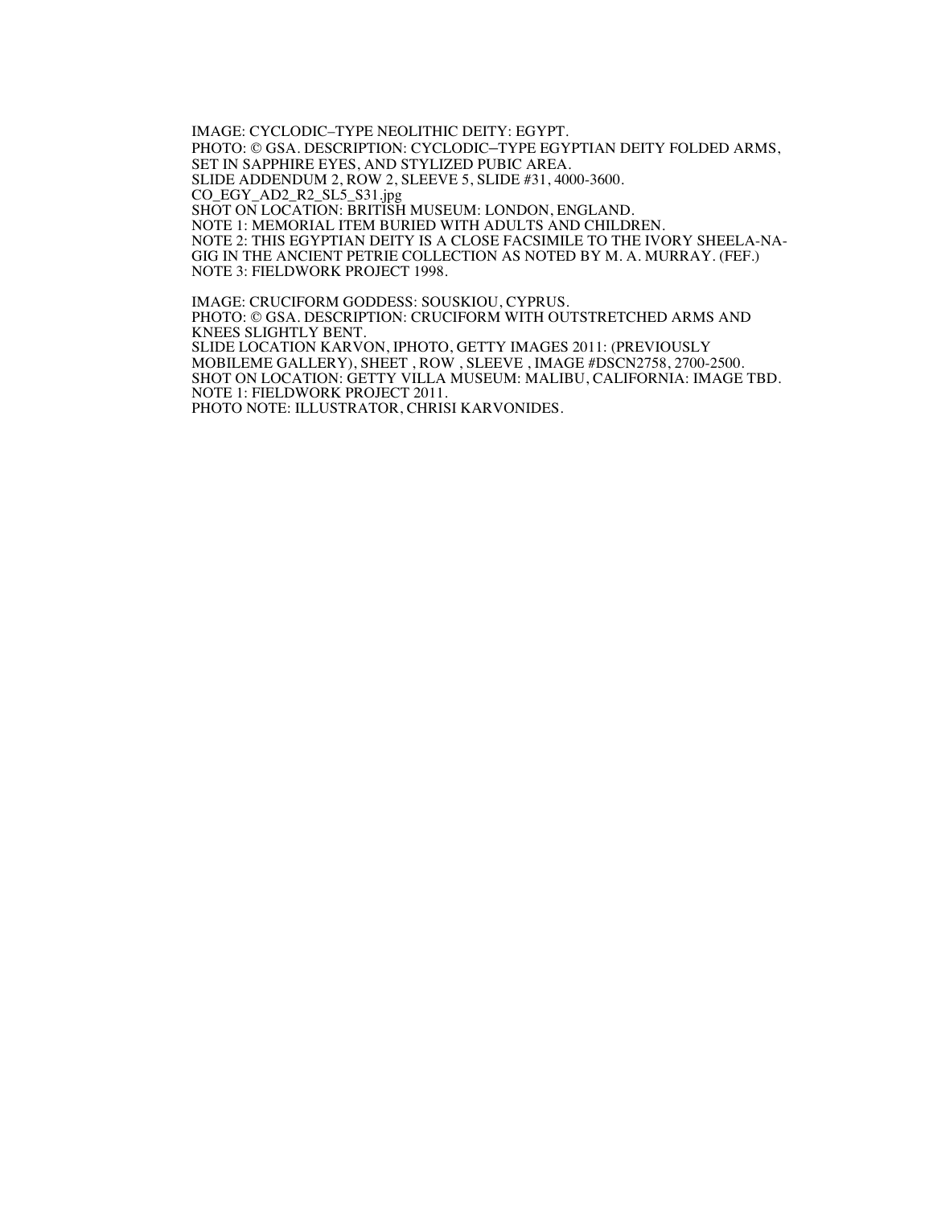IMAGE: CYCLODIC–TYPE NEOLITHIC DEITY: EGYPT.
PHOTO: © GSA. DESCRIPTION: CYCLODIC–TYPE EGYPTIAN DEITY FOLDED ARMS, SET IN SAPPHIRE EYES, AND STYLIZED PUBIC AREA.
SLIDE ADDENDUM 2, ROW 2, SLEEVE 5, SLIDE #31, 4000-3600.
CO_EGY_AD2_R2_SL5_S31.jpg
SHOT ON LOCATION: BRITISH MUSEUM: LONDON, ENGLAND.
NOTE 1: MEMORIAL ITEM BURIED WITH ADULTS AND CHILDREN.
NOTE 2: THIS EGYPTIAN DEITY IS A CLOSE FACSIMILE TO THE IVORY SHEELA-NA-GIG IN THE ANCIENT PETRIE COLLECTION AS NOTED BY M. A. MURRAY. (FEF.)
NOTE 3: FIELDWORK PROJECT 1998.

IMAGE: CRUCIFORM GODDESS: SOUSKIOU, CYPRUS.
PHOTO: © GSA. DESCRIPTION: CRUCIFORM WITH OUTSTRETCHED ARMS AND KNEES SLIGHTLY BENT.
SLIDE LOCATION KARVON, IPHOTO, GETTY IMAGES 2011: (PREVIOUSLY MOBILEME GALLERY), SHEET , ROW , SLEEVE , IMAGE #DSCN2758, 2700-2500.
SHOT ON LOCATION: GETTY VILLA MUSEUM: MALIBU, CALIFORNIA: IMAGE TBD.
NOTE 1: FIELDWORK PROJECT 2011.
PHOTO NOTE: ILLUSTRATOR, CHRISI KARVONIDES.